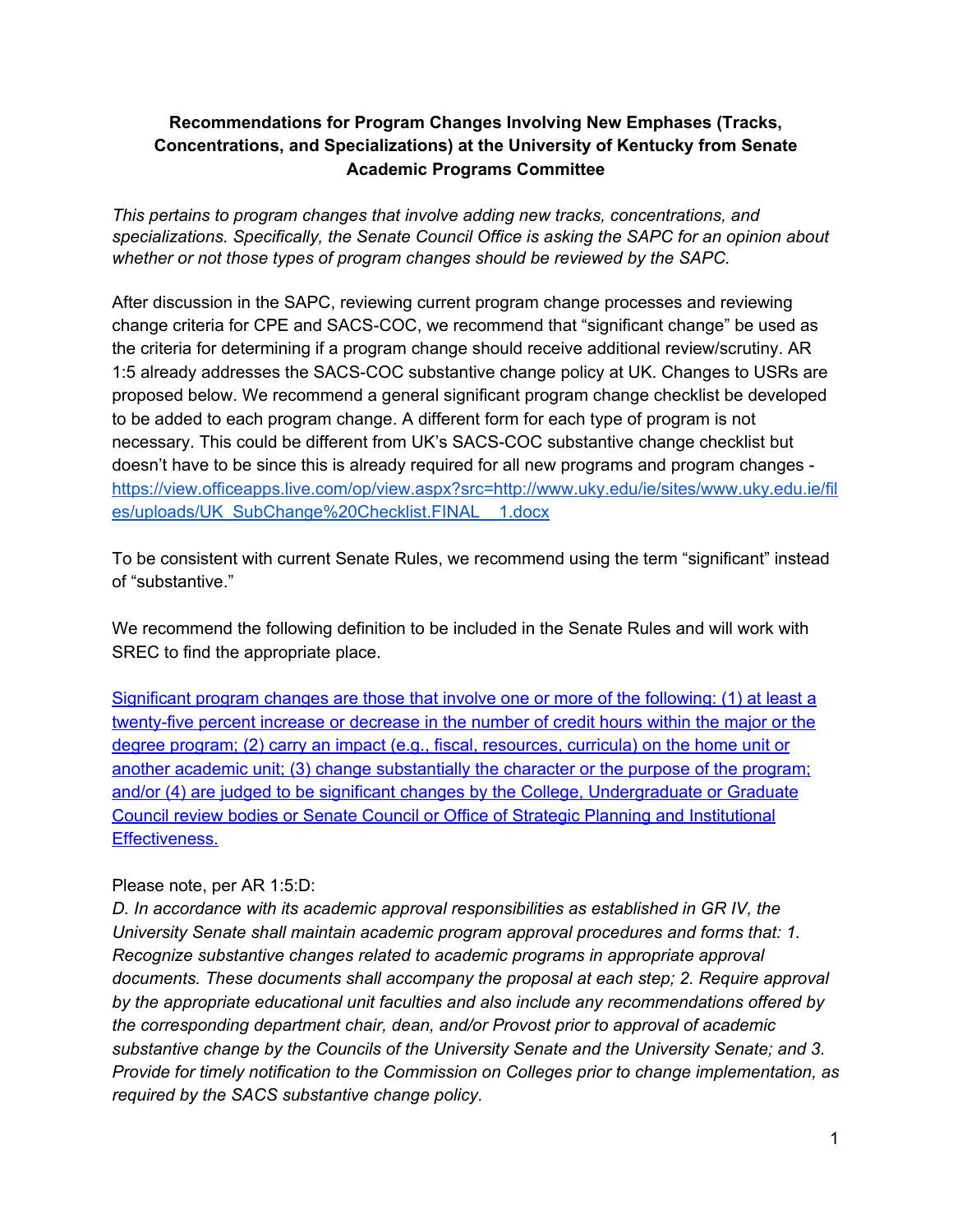**Recommendations for Program Changes Involving New Emphases (Tracks, Concentrations, and Specializations) at the University of Kentucky from Senate Academic Programs Committee**

*This pertains to program changes that involve adding new tracks, concentrations, and specializations. Specifically, the Senate Council Office is asking the SAPC for an opinion about whether or not those types of program changes should be reviewed by the SAPC.*

After discussion in the SAPC, reviewing current program change processes and reviewing change criteria for CPE and SACS-COC, we recommend that "significant change" be used as the criteria for determining if a program change should receive additional review/scrutiny. AR 1:5 already addresses the SACS-COC substantive change policy at UK. Changes to USRs are proposed below. We recommend a general significant program change checklist be developed to be added to each program change. A different form for each type of program is not necessary. This could be different from UK's SACS-COC substantive change checklist but doesn't have to be since this is already required for all new programs and program changes - https://view.officeapps.live.com/op/view.aspx?src=http://www.uky.edu/ie/sites/www.uky.edu.ie/files/uploads/UK_SubChange%20Checklist.FINAL__1.docx

To be consistent with current Senate Rules, we recommend using the term "significant" instead of "substantive."

We recommend the following definition to be included in the Senate Rules and will work with SREC to find the appropriate place.

Significant program changes are those that involve one or more of the following: (1) at least a twenty-five percent increase or decrease in the number of credit hours within the major or the degree program; (2) carry an impact (e.g., fiscal, resources, curricula) on the home unit or another academic unit; (3) change substantially the character or the purpose of the program; and/or (4) are judged to be significant changes by the College, Undergraduate or Graduate Council review bodies or Senate Council or Office of Strategic Planning and Institutional Effectiveness.

Please note, per AR 1:5:D:

*D. In accordance with its academic approval responsibilities as established in GR IV, the University Senate shall maintain academic program approval procedures and forms that: 1. Recognize substantive changes related to academic programs in appropriate approval documents. These documents shall accompany the proposal at each step; 2. Require approval by the appropriate educational unit faculties and also include any recommendations offered by the corresponding department chair, dean, and/or Provost prior to approval of academic substantive change by the Councils of the University Senate and the University Senate; and 3. Provide for timely notification to the Commission on Colleges prior to change implementation, as required by the SACS substantive change policy.*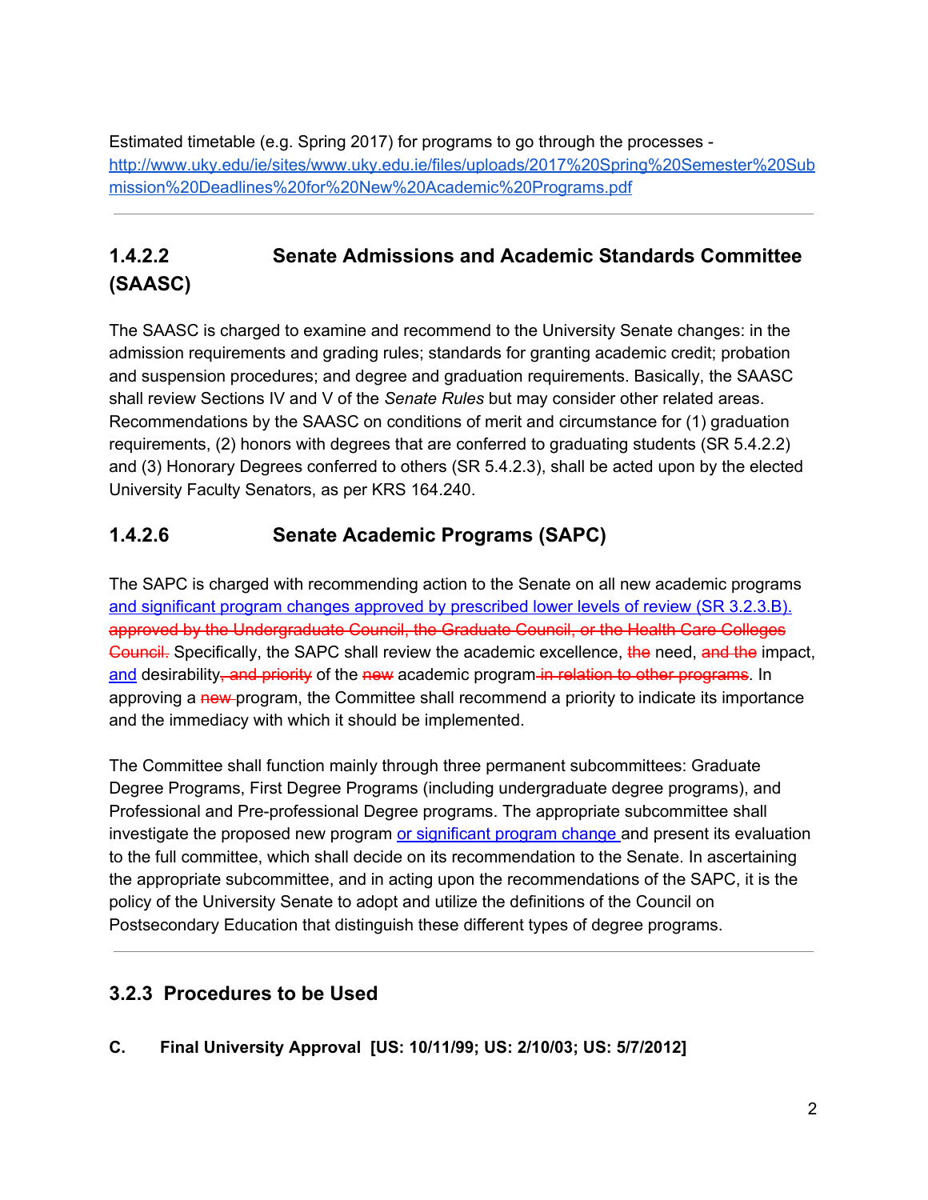Estimated timetable (e.g. Spring 2017) for programs to go through the processes - http://www.uky.edu/ie/sites/www.uky.edu.ie/files/uploads/2017%20Spring%20Semester%20Submission%20Deadlines%20for%20New%20Academic%20Programs.pdf

---

## 1.4.2.2 Senate Admissions and Academic Standards Committee (SAASC)

The SAASC is charged to examine and recommend to the University Senate changes: in the admission requirements and grading rules; standards for granting academic credit; probation and suspension procedures; and degree and graduation requirements. Basically, the SAASC shall review Sections IV and V of the *Senate Rules* but may consider other related areas. Recommendations by the SAASC on conditions of merit and circumstance for (1) graduation requirements, (2) honors with degrees that are conferred to graduating students (SR 5.4.2.2) and (3) Honorary Degrees conferred to others (SR 5.4.2.3), shall be acted upon by the elected University Faculty Senators, as per KRS 164.240.

## 1.4.2.6 Senate Academic Programs (SAPC)

The SAPC is charged with recommending action to the Senate on all new academic programs <u>and significant program changes approved by prescribed lower levels of review (SR 3.2.3.B).</u> ~~approved by the Undergraduate Council, the Graduate Council, or the Health Care Colleges Council.~~ Specifically, the SAPC shall review the academic excellence, ~~the~~ need, ~~and the~~ impact, <u>and</u> desirability~~, and priority~~ of the ~~new~~ academic program ~~in relation to other programs~~. In approving a ~~new~~ program, the Committee shall recommend a priority to indicate its importance and the immediacy with which it should be implemented.

The Committee shall function mainly through three permanent subcommittees: Graduate Degree Programs, First Degree Programs (including undergraduate degree programs), and Professional and Pre-professional Degree programs. The appropriate subcommittee shall investigate the proposed new program <u>or significant program change</u> and present its evaluation to the full committee, which shall decide on its recommendation to the Senate. In ascertaining the appropriate subcommittee, and in acting upon the recommendations of the SAPC, it is the policy of the University Senate to adopt and utilize the definitions of the Council on Postsecondary Education that distinguish these different types of degree programs.

---

## 3.2.3 Procedures to be Used

**C. Final University Approval [US: 10/11/99; US: 2/10/03; US: 5/7/2012]**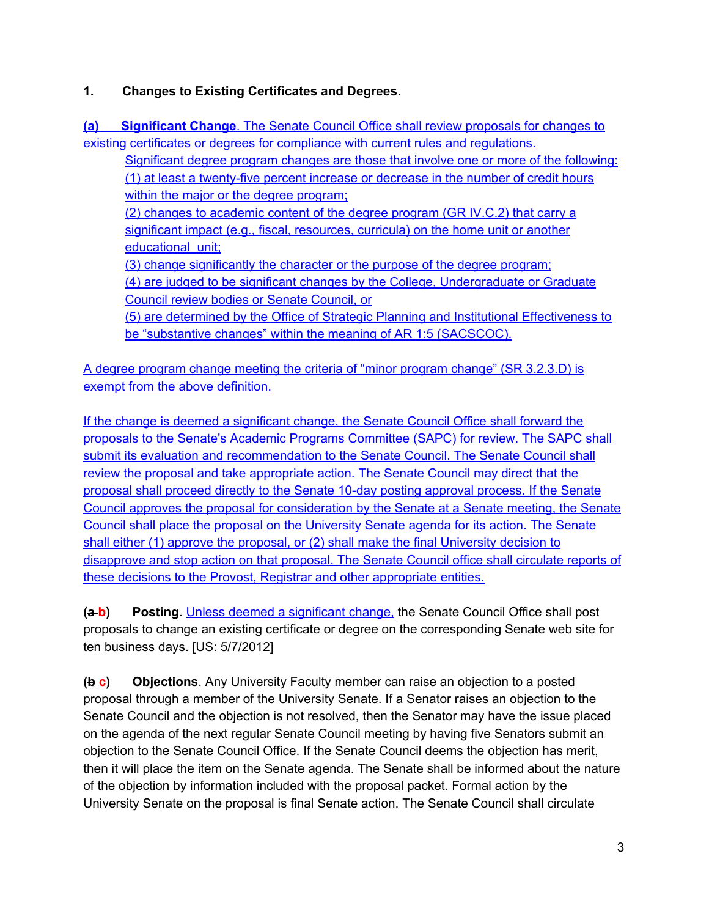**1. Changes to Existing Certificates and Degrees**.

**(a) Significant Change**. The Senate Council Office shall review proposals for changes to existing certificates or degrees for compliance with current rules and regulations.

Significant degree program changes are those that involve one or more of the following:
(1) at least a twenty-five percent increase or decrease in the number of credit hours within the major or the degree program;
(2) changes to academic content of the degree program (GR IV.C.2) that carry a significant impact (e.g., fiscal, resources, curricula) on the home unit or another educational unit;
(3) change significantly the character or the purpose of the degree program;
(4) are judged to be significant changes by the College, Undergraduate or Graduate Council review bodies or Senate Council, or
(5) are determined by the Office of Strategic Planning and Institutional Effectiveness to be "substantive changes" within the meaning of AR 1:5 (SACSCOC).

A degree program change meeting the criteria of "minor program change" (SR 3.2.3.D) is exempt from the above definition.

If the change is deemed a significant change, the Senate Council Office shall forward the proposals to the Senate's Academic Programs Committee (SAPC) for review. The SAPC shall submit its evaluation and recommendation to the Senate Council. The Senate Council shall review the proposal and take appropriate action. The Senate Council may direct that the proposal shall proceed directly to the Senate 10-day posting approval process. If the Senate Council approves the proposal for consideration by the Senate at a Senate meeting, the Senate Council shall place the proposal on the University Senate agenda for its action. The Senate shall either (1) approve the proposal, or (2) shall make the final University decision to disapprove and stop action on that proposal. The Senate Council office shall circulate reports of these decisions to the Provost, Registrar and other appropriate entities.

**(~~a~~ b) Posting**. Unless deemed a significant change, the Senate Council Office shall post proposals to change an existing certificate or degree on the corresponding Senate web site for ten business days. [US: 5/7/2012]

**(~~b~~ c) Objections**. Any University Faculty member can raise an objection to a posted proposal through a member of the University Senate. If a Senator raises an objection to the Senate Council and the objection is not resolved, then the Senator may have the issue placed on the agenda of the next regular Senate Council meeting by having five Senators submit an objection to the Senate Council Office. If the Senate Council deems the objection has merit, then it will place the item on the Senate agenda. The Senate shall be informed about the nature of the objection by information included with the proposal packet. Formal action by the University Senate on the proposal is final Senate action. The Senate Council shall circulate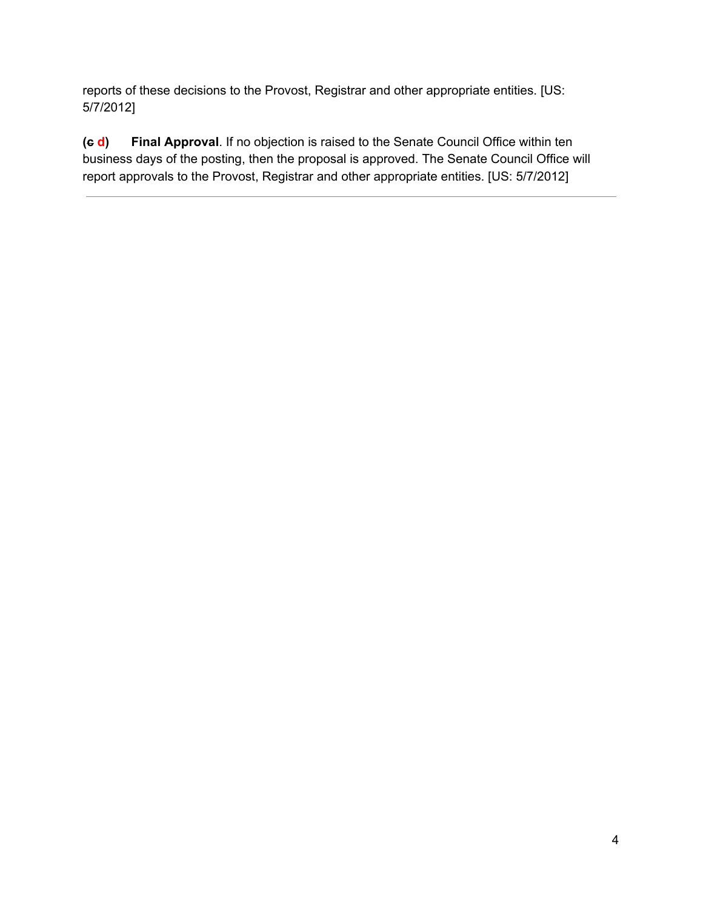reports of these decisions to the Provost, Registrar and other appropriate entities. [US: 5/7/2012]

**(~~c~~ d)** **Final Approval**. If no objection is raised to the Senate Council Office within ten business days of the posting, then the proposal is approved. The Senate Council Office will report approvals to the Provost, Registrar and other appropriate entities. [US: 5/7/2012]

---